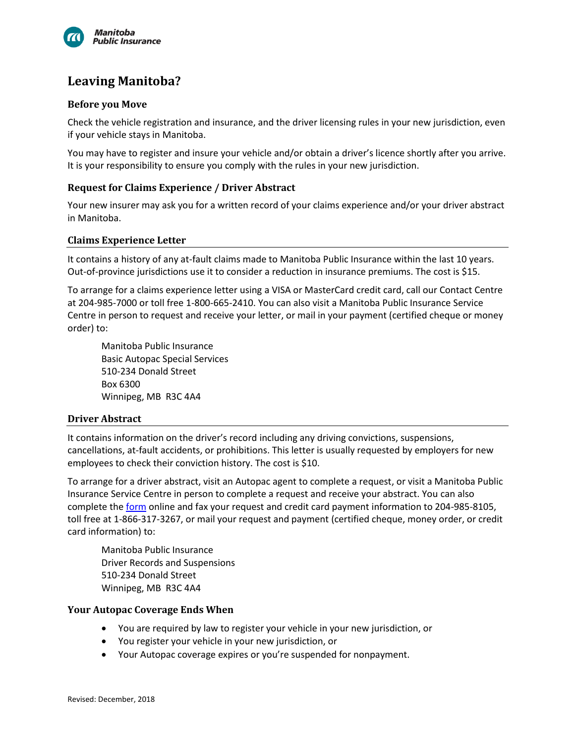# Leaving Manitoba?

### Before you Move

Check the vehicle registration and insurance, and the driver licensing rules in your new jurisdiction, even if your vehicle stays in Manitoba.

You may have to register and insure your vehicle and/or obtain a driver's licence shortly after you arrive. It is your responsibility to ensure you comply with the rules in your new jurisdiction.

### Request for Claims Experience / Driver Abstract

Your new insurer may ask you for a written record of your claims experience and/or your driver abstract in Manitoba.

### Claims Experience Letter

It contains a history of any at-fault claims made to Manitoba Public Insurance within the last 10 years. Out-of-province jurisdictions use it to consider a reduction in insurance premiums. The cost is $15.

To arrange for a claims experience letter using a VISA or MasterCard credit card, call our Contact Centre at 204-985-7000 or toll free 1-800-665-2410. You can also visit a Manitoba Public Insurance Service Centre in person to request and receive your letter, or mail in your payment (certified cheque or money order) to:

> Manitoba Public Insurance
> Basic Autopac Special Services
> 510-234 Donald Street
> Box 6300
> Winnipeg, MB R3C 4A4

### Driver Abstract

It contains information on the driver's record including any driving convictions, suspensions, cancellations, at-fault accidents, or prohibitions. This letter is usually requested by employers for new employees to check their conviction history. The cost is $10.

To arrange for a driver abstract, visit an Autopac agent to complete a request, or visit a Manitoba Public Insurance Service Centre in person to complete a request and receive your abstract. You can also complete the form online and fax your request and credit card payment information to 204-985-8105, toll free at 1-866-317-3267, or mail your request and payment (certified cheque, money order, or credit card information) to:

> Manitoba Public Insurance
> Driver Records and Suspensions
> 510-234 Donald Street
> Winnipeg, MB R3C 4A4

### Your Autopac Coverage Ends When

- You are required by law to register your vehicle in your new jurisdiction, or
- You register your vehicle in your new jurisdiction, or
- Your Autopac coverage expires or you're suspended for nonpayment.

Revised: December, 2018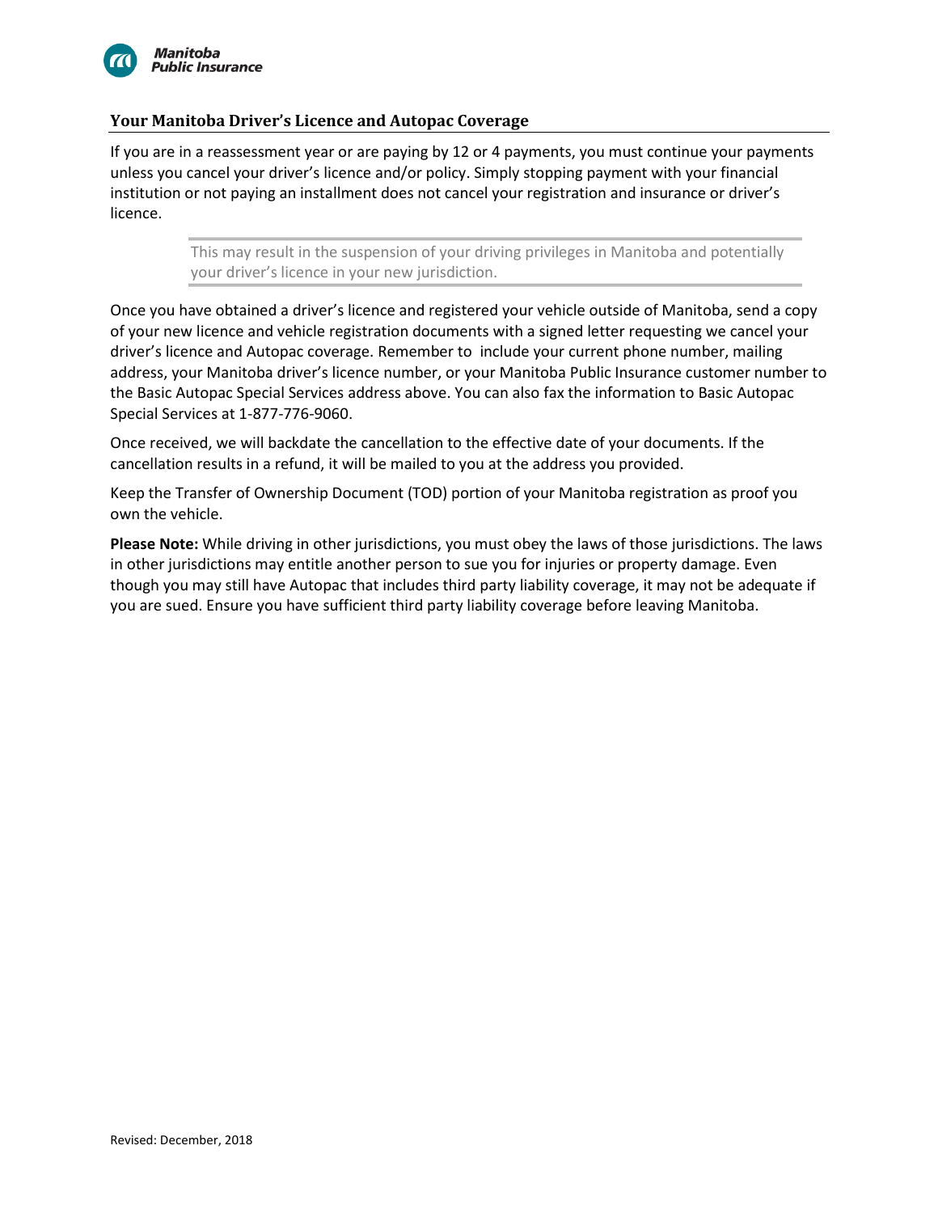## Your Manitoba Driver's Licence and Autopac Coverage

If you are in a reassessment year or are paying by 12 or 4 payments, you must continue your payments unless you cancel your driver's licence and/or policy. Simply stopping payment with your financial institution or not paying an installment does not cancel your registration and insurance or driver's licence.

> This may result in the suspension of your driving privileges in Manitoba and potentially your driver's licence in your new jurisdiction.

Once you have obtained a driver's licence and registered your vehicle outside of Manitoba, send a copy of your new licence and vehicle registration documents with a signed letter requesting we cancel your driver's licence and Autopac coverage. Remember to include your current phone number, mailing address, your Manitoba driver's licence number, or your Manitoba Public Insurance customer number to the Basic Autopac Special Services address above. You can also fax the information to Basic Autopac Special Services at 1-877-776-9060.

Once received, we will backdate the cancellation to the effective date of your documents. If the cancellation results in a refund, it will be mailed to you at the address you provided.

Keep the Transfer of Ownership Document (TOD) portion of your Manitoba registration as proof you own the vehicle.

**Please Note:** While driving in other jurisdictions, you must obey the laws of those jurisdictions. The laws in other jurisdictions may entitle another person to sue you for injuries or property damage. Even though you may still have Autopac that includes third party liability coverage, it may not be adequate if you are sued. Ensure you have sufficient third party liability coverage before leaving Manitoba.

Revised: December, 2018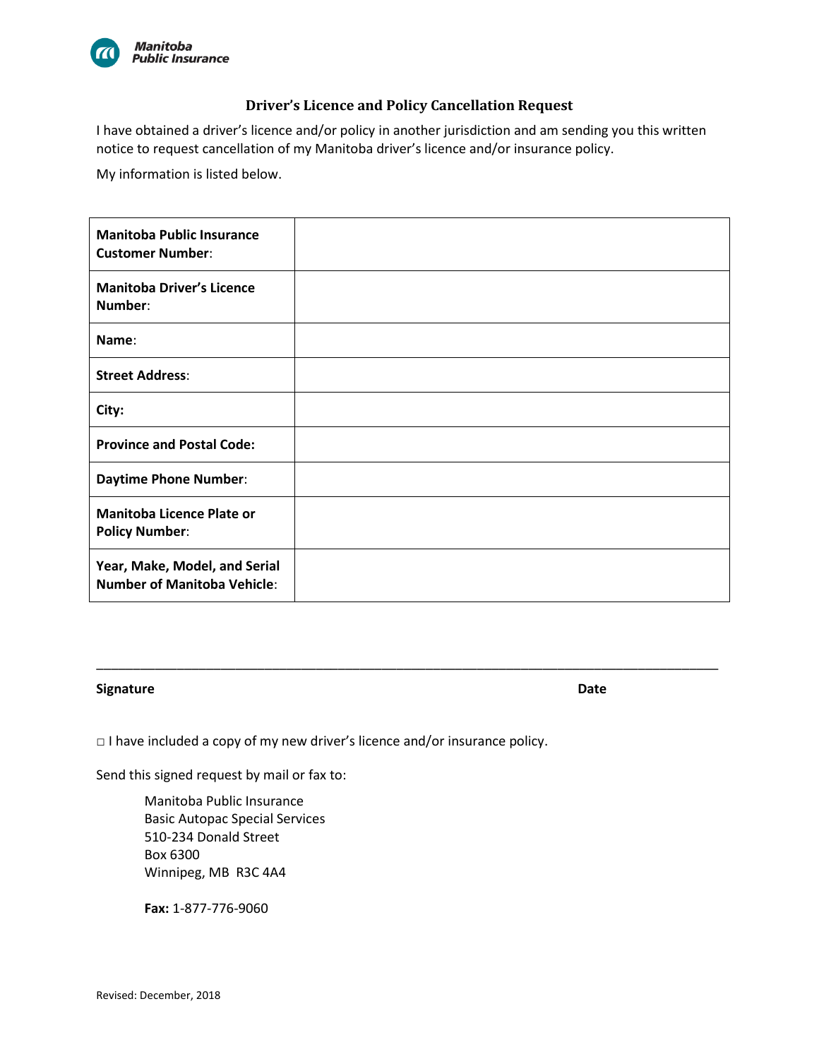Manitoba Public Insurance

## Driver's Licence and Policy Cancellation Request

I have obtained a driver's licence and/or policy in another jurisdiction and am sending you this written notice to request cancellation of my Manitoba driver's licence and/or insurance policy.

My information is listed below.

| | |
|---|---|
| **Manitoba Public Insurance Customer Number**: | |
| **Manitoba Driver's Licence Number**: | |
| **Name**: | |
| **Street Address**: | |
| **City:** | |
| **Province and Postal Code:** | |
| **Daytime Phone Number**: | |
| **Manitoba Licence Plate or Policy Number**: | |
| **Year, Make, Model, and Serial Number of Manitoba Vehicle**: | |

_______________________________________________________________________________

**Signature** **Date**

□ I have included a copy of my new driver's licence and/or insurance policy.

Send this signed request by mail or fax to:

Manitoba Public Insurance
Basic Autopac Special Services
510-234 Donald Street
Box 6300
Winnipeg, MB R3C 4A4

**Fax:** 1-877-776-9060

Revised: December, 2018